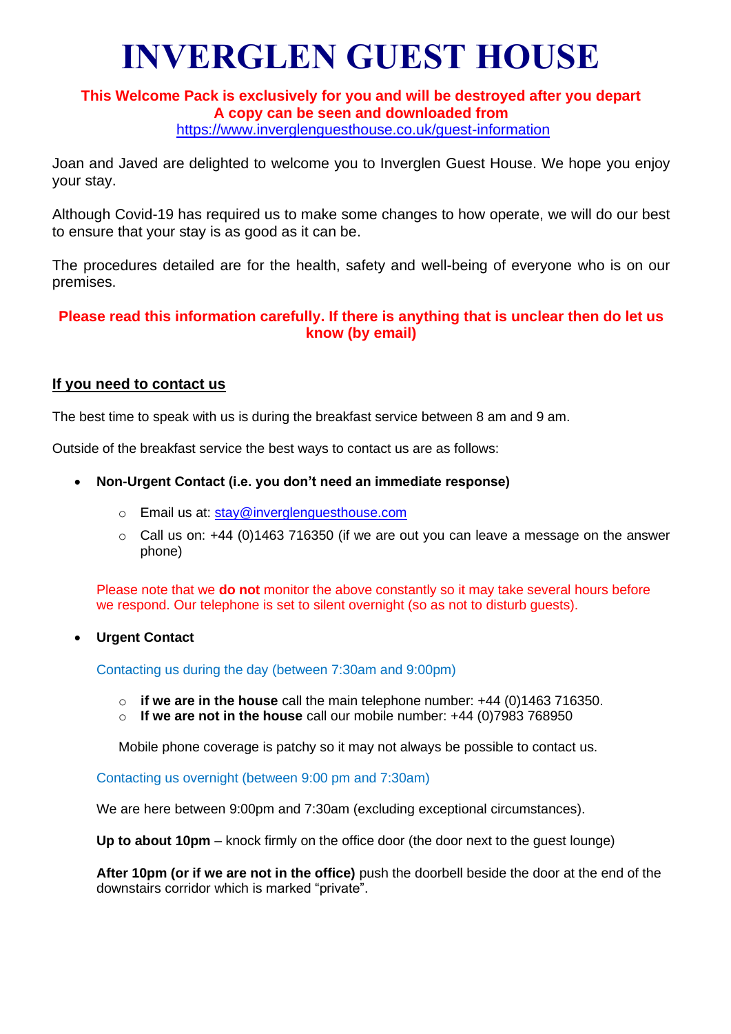# INVERGLEN GUEST HOUSE

**This Welcome Pack is exclusively for you and will be destroyed after you depart**
**A copy can be seen and downloaded from**
https://www.inverglenguesthouse.co.uk/guest-information

Joan and Javed are delighted to welcome you to Inverglen Guest House. We hope you enjoy your stay.

Although Covid-19 has required us to make some changes to how operate, we will do our best to ensure that your stay is as good as it can be.

The procedures detailed are for the health, safety and well-being of everyone who is on our premises.

**Please read this information carefully. If there is anything that is unclear then do let us know (by email)**

## If you need to contact us

The best time to speak with us is during the breakfast service between 8 am and 9 am.

Outside of the breakfast service the best ways to contact us are as follows:

- **Non-Urgent Contact (i.e. you don't need an immediate response)**
  - Email us at: stay@inverglenguesthouse.com
  - Call us on: +44 (0)1463 716350 (if we are out you can leave a message on the answer phone)

  Please note that we **do not** monitor the above constantly so it may take several hours before we respond. Our telephone is set to silent overnight (so as not to disturb guests).

- **Urgent Contact**

  Contacting us during the day (between 7:30am and 9:00pm)

  - **if we are in the house** call the main telephone number: +44 (0)1463 716350.
  - **If we are not in the house** call our mobile number: +44 (0)7983 768950

  Mobile phone coverage is patchy so it may not always be possible to contact us.

  Contacting us overnight (between 9:00 pm and 7:30am)

  We are here between 9:00pm and 7:30am (excluding exceptional circumstances).

  **Up to about 10pm** – knock firmly on the office door (the door next to the guest lounge)

  **After 10pm (or if we are not in the office)** push the doorbell beside the door at the end of the downstairs corridor which is marked "private".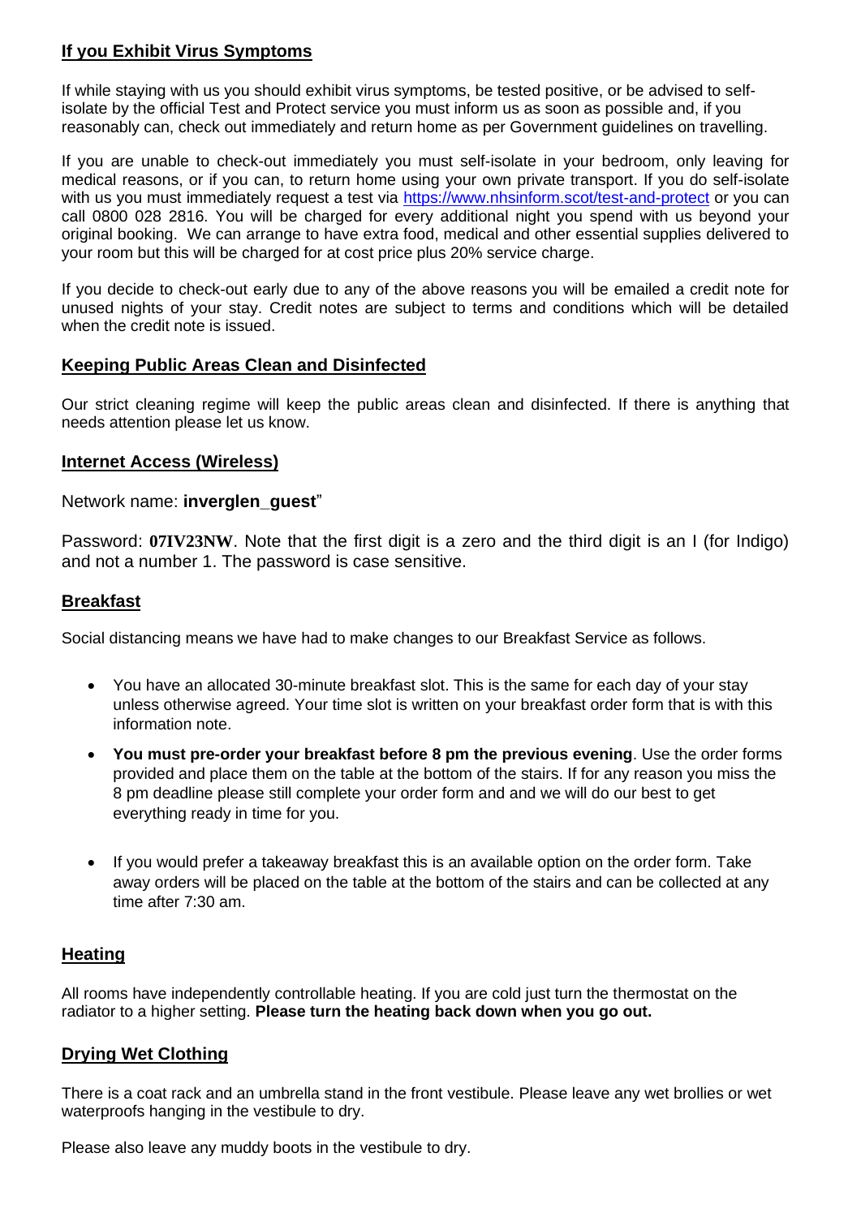## If you Exhibit Virus Symptoms

If while staying with us you should exhibit virus symptoms, be tested positive, or be advised to self-isolate by the official Test and Protect service you must inform us as soon as possible and, if you reasonably can, check out immediately and return home as per Government guidelines on travelling.

If you are unable to check-out immediately you must self-isolate in your bedroom, only leaving for medical reasons, or if you can, to return home using your own private transport. If you do self-isolate with us you must immediately request a test via https://www.nhsinform.scot/test-and-protect or you can call 0800 028 2816. You will be charged for every additional night you spend with us beyond your original booking. We can arrange to have extra food, medical and other essential supplies delivered to your room but this will be charged for at cost price plus 20% service charge.

If you decide to check-out early due to any of the above reasons you will be emailed a credit note for unused nights of your stay. Credit notes are subject to terms and conditions which will be detailed when the credit note is issued.

## Keeping Public Areas Clean and Disinfected

Our strict cleaning regime will keep the public areas clean and disinfected. If there is anything that needs attention please let us know.

## Internet Access (Wireless)

Network name: **inverglen_guest**"

Password: **07IV23NW**. Note that the first digit is a zero and the third digit is an I (for Indigo) and not a number 1. The password is case sensitive.

## Breakfast

Social distancing means we have had to make changes to our Breakfast Service as follows.

- You have an allocated 30-minute breakfast slot. This is the same for each day of your stay unless otherwise agreed. Your time slot is written on your breakfast order form that is with this information note.
- **You must pre-order your breakfast before 8 pm the previous evening**. Use the order forms provided and place them on the table at the bottom of the stairs. If for any reason you miss the 8 pm deadline please still complete your order form and and we will do our best to get everything ready in time for you.
- If you would prefer a takeaway breakfast this is an available option on the order form. Take away orders will be placed on the table at the bottom of the stairs and can be collected at any time after 7:30 am.

## Heating

All rooms have independently controllable heating. If you are cold just turn the thermostat on the radiator to a higher setting. **Please turn the heating back down when you go out.**

## Drying Wet Clothing

There is a coat rack and an umbrella stand in the front vestibule. Please leave any wet brollies or wet waterproofs hanging in the vestibule to dry.

Please also leave any muddy boots in the vestibule to dry.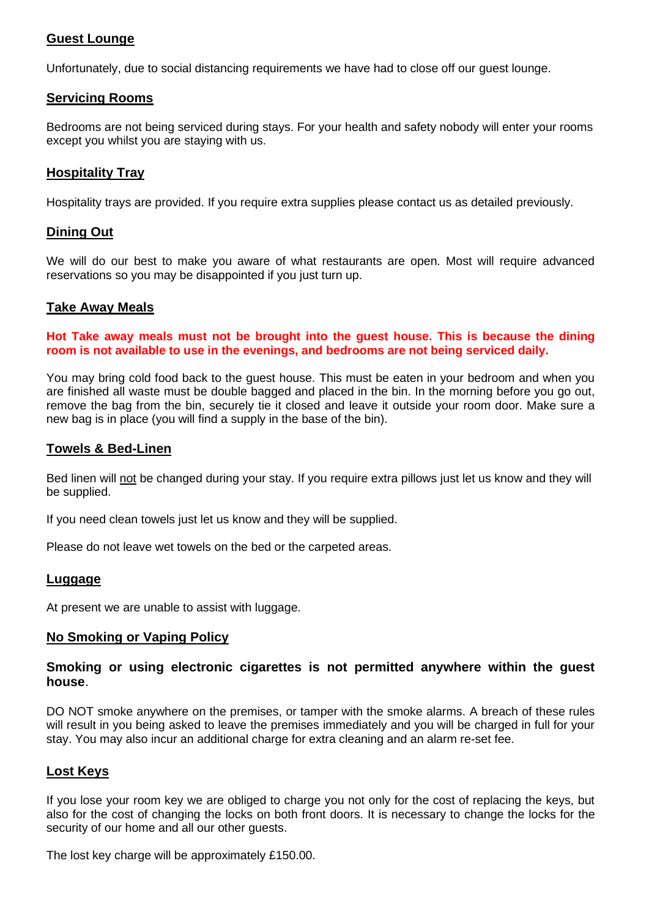## Guest Lounge

Unfortunately, due to social distancing requirements we have had to close off our guest lounge.

## Servicing Rooms

Bedrooms are not being serviced during stays. For your health and safety nobody will enter your rooms except you whilst you are staying with us.

## Hospitality Tray

Hospitality trays are provided. If you require extra supplies please contact us as detailed previously.

## Dining Out

We will do our best to make you aware of what restaurants are open. Most will require advanced reservations so you may be disappointed if you just turn up.

## Take Away Meals

**Hot Take away meals must not be brought into the guest house. This is because the dining room is not available to use in the evenings, and bedrooms are not being serviced daily.**

You may bring cold food back to the guest house. This must be eaten in your bedroom and when you are finished all waste must be double bagged and placed in the bin. In the morning before you go out, remove the bag from the bin, securely tie it closed and leave it outside your room door. Make sure a new bag is in place (you will find a supply in the base of the bin).

## Towels & Bed-Linen

Bed linen will <u>not</u> be changed during your stay. If you require extra pillows just let us know and they will be supplied.

If you need clean towels just let us know and they will be supplied.

Please do not leave wet towels on the bed or the carpeted areas.

## Luggage

At present we are unable to assist with luggage.

## No Smoking or Vaping Policy

**Smoking or using electronic cigarettes is not permitted anywhere within the guest house**.

DO NOT smoke anywhere on the premises, or tamper with the smoke alarms. A breach of these rules will result in you being asked to leave the premises immediately and you will be charged in full for your stay. You may also incur an additional charge for extra cleaning and an alarm re-set fee.

## Lost Keys

If you lose your room key we are obliged to charge you not only for the cost of replacing the keys, but also for the cost of changing the locks on both front doors. It is necessary to change the locks for the security of our home and all our other guests.

The lost key charge will be approximately £150.00.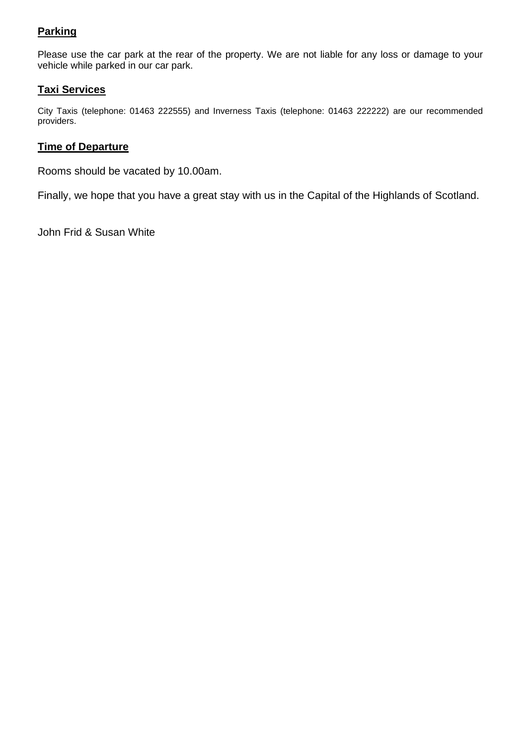## Parking

Please use the car park at the rear of the property. We are not liable for any loss or damage to your vehicle while parked in our car park.

## Taxi Services

City Taxis (telephone: 01463 222555) and Inverness Taxis (telephone: 01463 222222) are our recommended providers.

## Time of Departure

Rooms should be vacated by 10.00am.

Finally, we hope that you have a great stay with us in the Capital of the Highlands of Scotland.

John Frid & Susan White